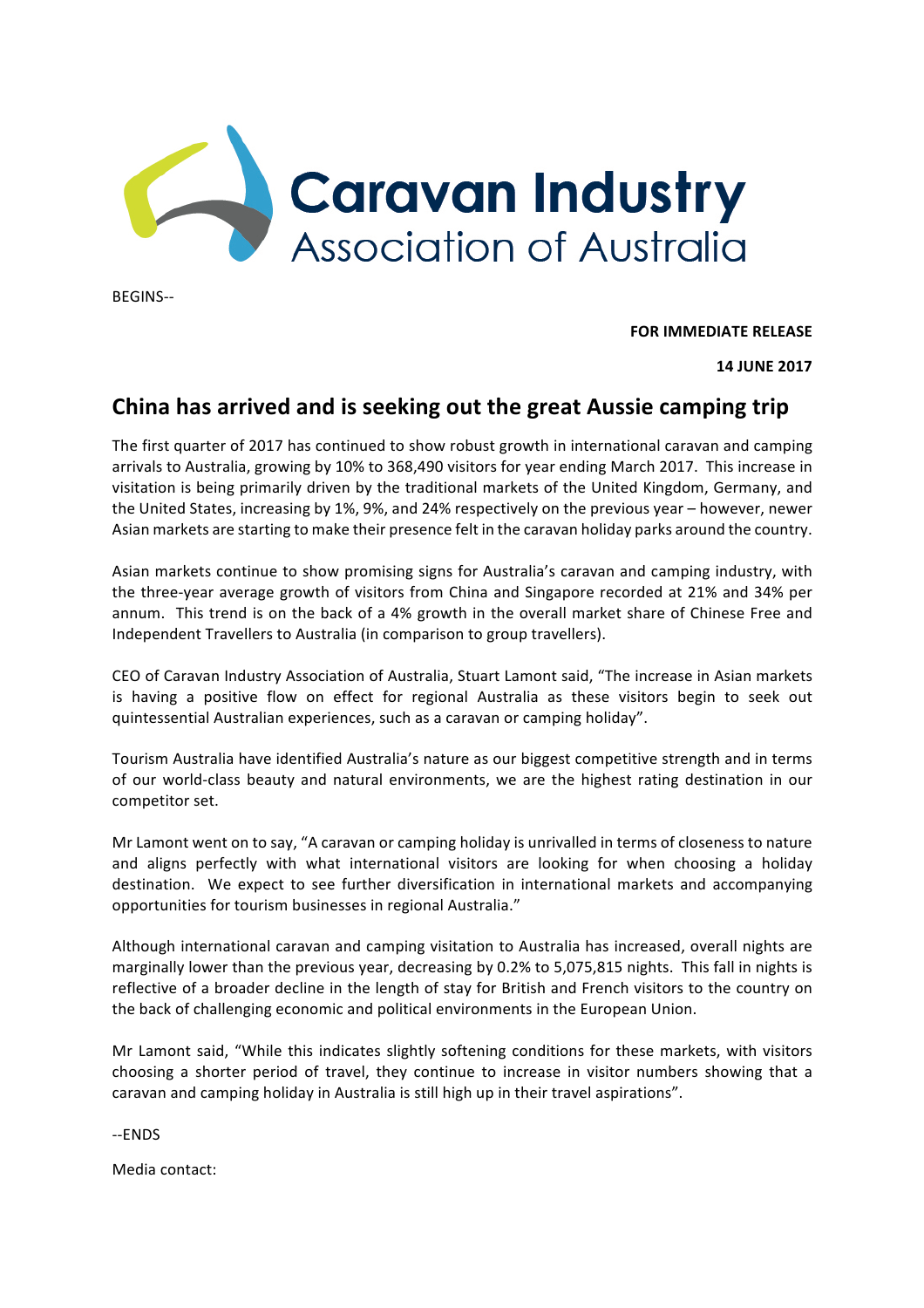Caravan Industry Association of Australia

BEGINS--

**FOR IMMEDIATE RELEASE**

**14 JUNE 2017**

## China has arrived and is seeking out the great Aussie camping trip

The first quarter of 2017 has continued to show robust growth in international caravan and camping arrivals to Australia, growing by 10% to 368,490 visitors for year ending March 2017. This increase in visitation is being primarily driven by the traditional markets of the United Kingdom, Germany, and the United States, increasing by 1%, 9%, and 24% respectively on the previous year – however, newer Asian markets are starting to make their presence felt in the caravan holiday parks around the country.

Asian markets continue to show promising signs for Australia's caravan and camping industry, with the three-year average growth of visitors from China and Singapore recorded at 21% and 34% per annum. This trend is on the back of a 4% growth in the overall market share of Chinese Free and Independent Travellers to Australia (in comparison to group travellers).

CEO of Caravan Industry Association of Australia, Stuart Lamont said, "The increase in Asian markets is having a positive flow on effect for regional Australia as these visitors begin to seek out quintessential Australian experiences, such as a caravan or camping holiday".

Tourism Australia have identified Australia's nature as our biggest competitive strength and in terms of our world-class beauty and natural environments, we are the highest rating destination in our competitor set.

Mr Lamont went on to say, "A caravan or camping holiday is unrivalled in terms of closeness to nature and aligns perfectly with what international visitors are looking for when choosing a holiday destination. We expect to see further diversification in international markets and accompanying opportunities for tourism businesses in regional Australia."

Although international caravan and camping visitation to Australia has increased, overall nights are marginally lower than the previous year, decreasing by 0.2% to 5,075,815 nights. This fall in nights is reflective of a broader decline in the length of stay for British and French visitors to the country on the back of challenging economic and political environments in the European Union.

Mr Lamont said, "While this indicates slightly softening conditions for these markets, with visitors choosing a shorter period of travel, they continue to increase in visitor numbers showing that a caravan and camping holiday in Australia is still high up in their travel aspirations".

--ENDS

Media contact: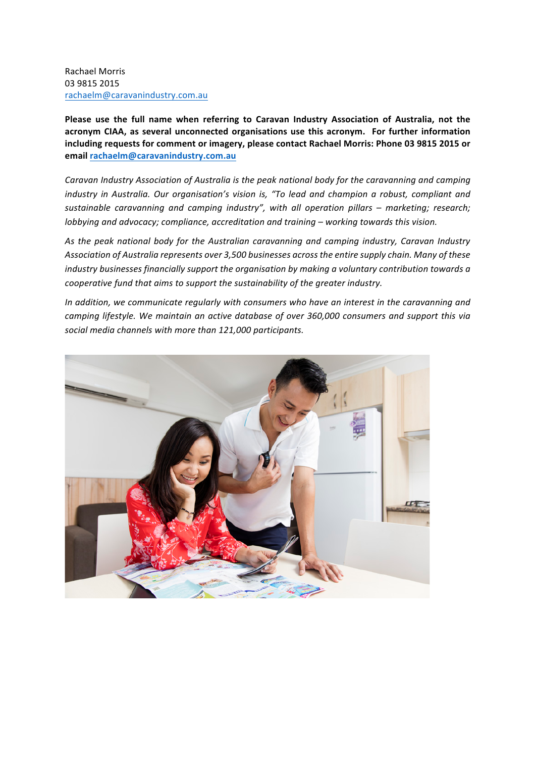Rachael Morris
03 9815 2015
rachaelm@caravanindustry.com.au

**Please use the full name when referring to Caravan Industry Association of Australia, not the acronym CIAA, as several unconnected organisations use this acronym. For further information including requests for comment or imagery, please contact Rachael Morris: Phone 03 9815 2015 or email rachaelm@caravanindustry.com.au**

*Caravan Industry Association of Australia is the peak national body for the caravanning and camping industry in Australia. Our organisation's vision is, "To lead and champion a robust, compliant and sustainable caravanning and camping industry", with all operation pillars – marketing; research; lobbying and advocacy; compliance, accreditation and training – working towards this vision.*

*As the peak national body for the Australian caravanning and camping industry, Caravan Industry Association of Australia represents over 3,500 businesses across the entire supply chain. Many of these industry businesses financially support the organisation by making a voluntary contribution towards a cooperative fund that aims to support the sustainability of the greater industry.*

*In addition, we communicate regularly with consumers who have an interest in the caravanning and camping lifestyle. We maintain an active database of over 360,000 consumers and support this via social media channels with more than 121,000 participants.*